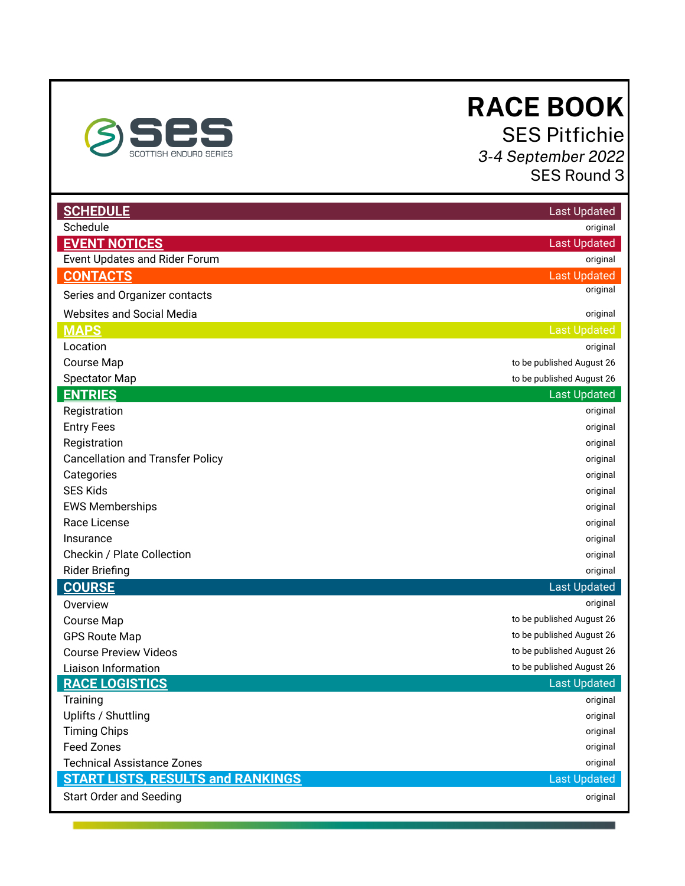SES
SCOTTISH ENDURO SERIES

# RACE BOOK

## SES Pitfichie

*3-4 September 2022*

SES Round 3

| **SCHEDULE** | Last Updated |
|---|---|
| Schedule | original |
| **EVENT NOTICES** | **Last Updated** |
| Event Updates and Rider Forum | original |
| **CONTACTS** | **Last Updated** |
| Series and Organizer contacts | original |
| Websites and Social Media | original |
| **MAPS** | **Last Updated** |
| Location | original |
| Course Map | to be published August 26 |
| Spectator Map | to be published August 26 |
| **ENTRIES** | **Last Updated** |
| Registration | original |
| Entry Fees | original |
| Registration | original |
| Cancellation and Transfer Policy | original |
| Categories | original |
| SES Kids | original |
| EWS Memberships | original |
| Race License | original |
| Insurance | original |
| Checkin / Plate Collection | original |
| Rider Briefing | original |
| **COURSE** | **Last Updated** |
| Overview | original |
| Course Map | to be published August 26 |
| GPS Route Map | to be published August 26 |
| Course Preview Videos | to be published August 26 |
| Liaison Information | to be published August 26 |
| **RACE LOGISTICS** | **Last Updated** |
| Training | original |
| Uplifts / Shuttling | original |
| Timing Chips | original |
| Feed Zones | original |
| Technical Assistance Zones | original |
| **START LISTS, RESULTS and RANKINGS** | **Last Updated** |
| Start Order and Seeding | original |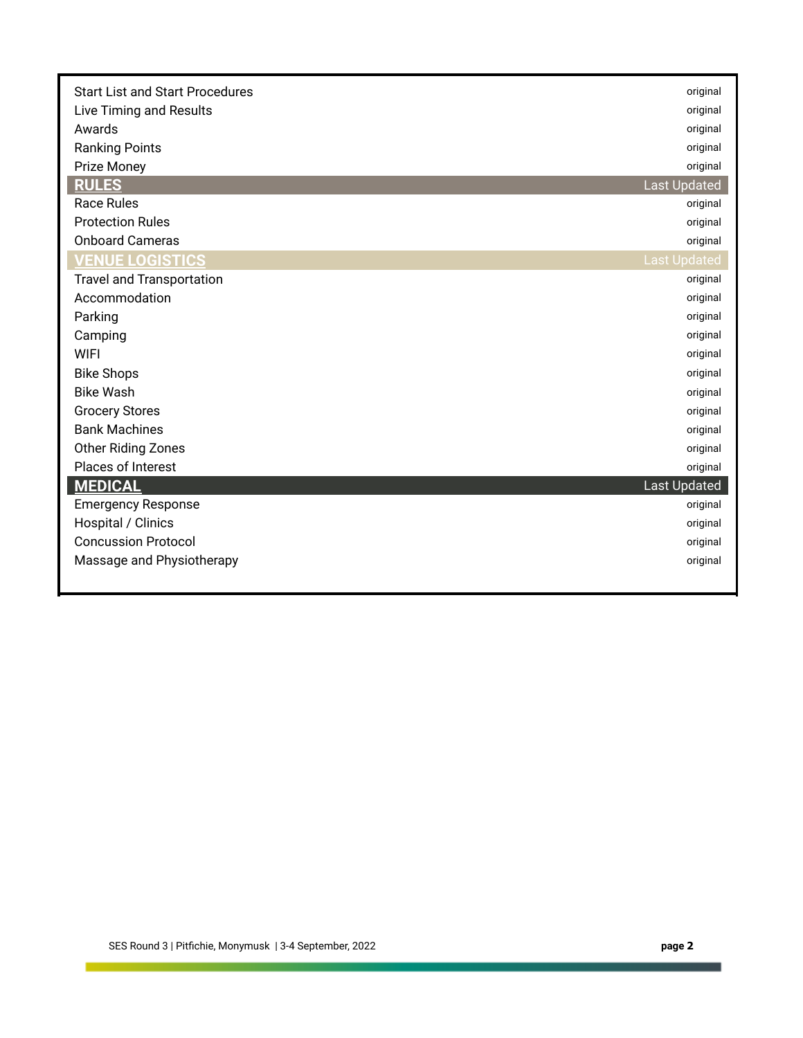| | |
|---|---|
| Start List and Start Procedures | original |
| Live Timing and Results | original |
| Awards | original |
| Ranking Points | original |
| Prize Money | original |
| **RULES** | Last Updated |
| Race Rules | original |
| Protection Rules | original |
| Onboard Cameras | original |
| **VENUE LOGISTICS** | Last Updated |
| Travel and Transportation | original |
| Accommodation | original |
| Parking | original |
| Camping | original |
| WIFI | original |
| Bike Shops | original |
| Bike Wash | original |
| Grocery Stores | original |
| Bank Machines | original |
| Other Riding Zones | original |
| Places of Interest | original |
| **MEDICAL** | Last Updated |
| Emergency Response | original |
| Hospital / Clinics | original |
| Concussion Protocol | original |
| Massage and Physiotherapy | original |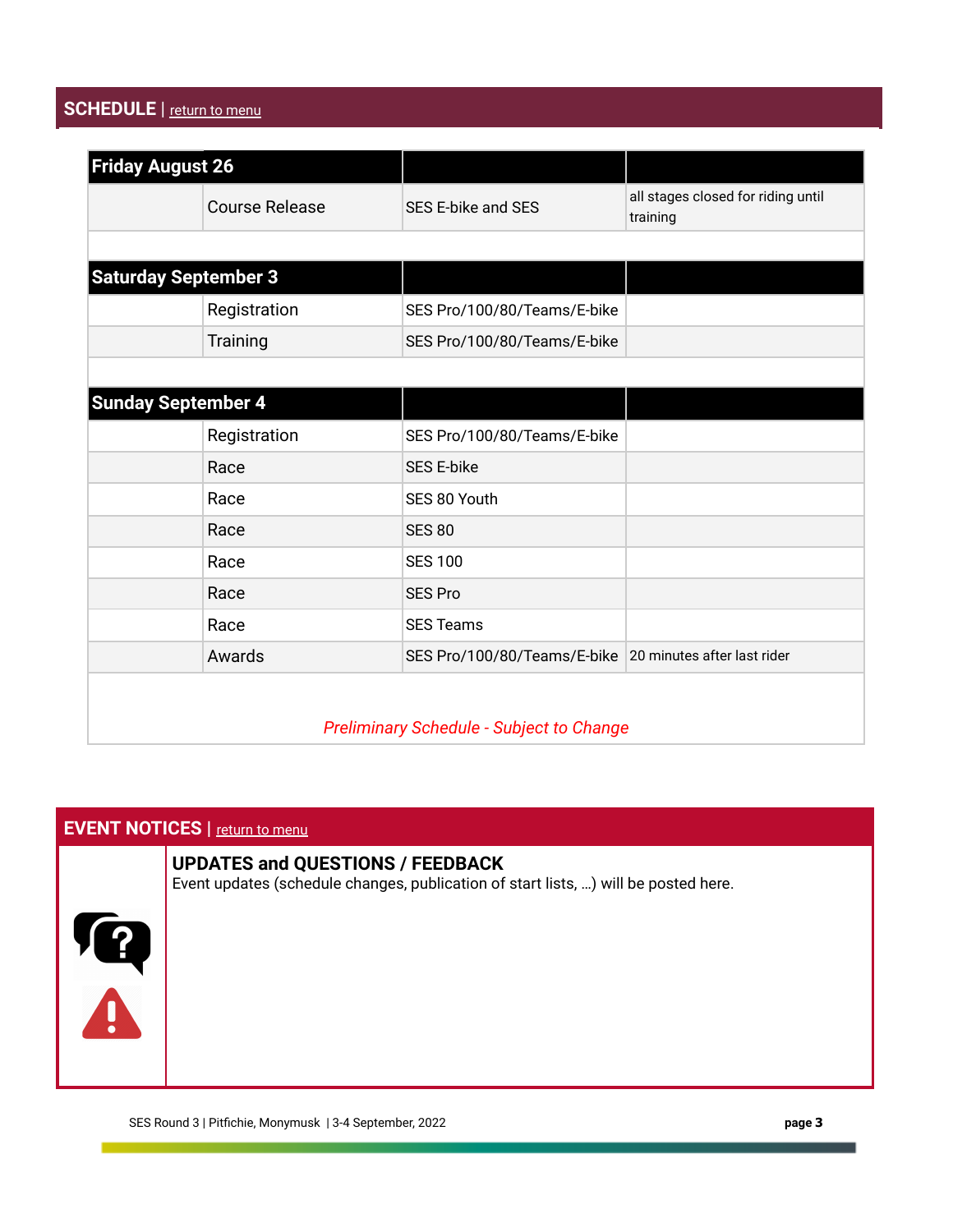## SCHEDULE | return to menu

| Friday August 26 | | | |
|---|---|---|---|
| | Course Release | SES E-bike and SES | all stages closed for riding until training |
| | | | |
| **Saturday September 3** | | | |
| | Registration | SES Pro/100/80/Teams/E-bike | |
| | Training | SES Pro/100/80/Teams/E-bike | |
| | | | |
| **Sunday September 4** | | | |
| | Registration | SES Pro/100/80/Teams/E-bike | |
| | Race | SES E-bike | |
| | Race | SES 80 Youth | |
| | Race | SES 80 | |
| | Race | SES 100 | |
| | Race | SES Pro | |
| | Race | SES Teams | |
| | Awards | SES Pro/100/80/Teams/E-bike | 20 minutes after last rider |

*Preliminary Schedule - Subject to Change*

## EVENT NOTICES | return to menu

### UPDATES and QUESTIONS / FEEDBACK

Event updates (schedule changes, publication of start lists, ...) will be posted here.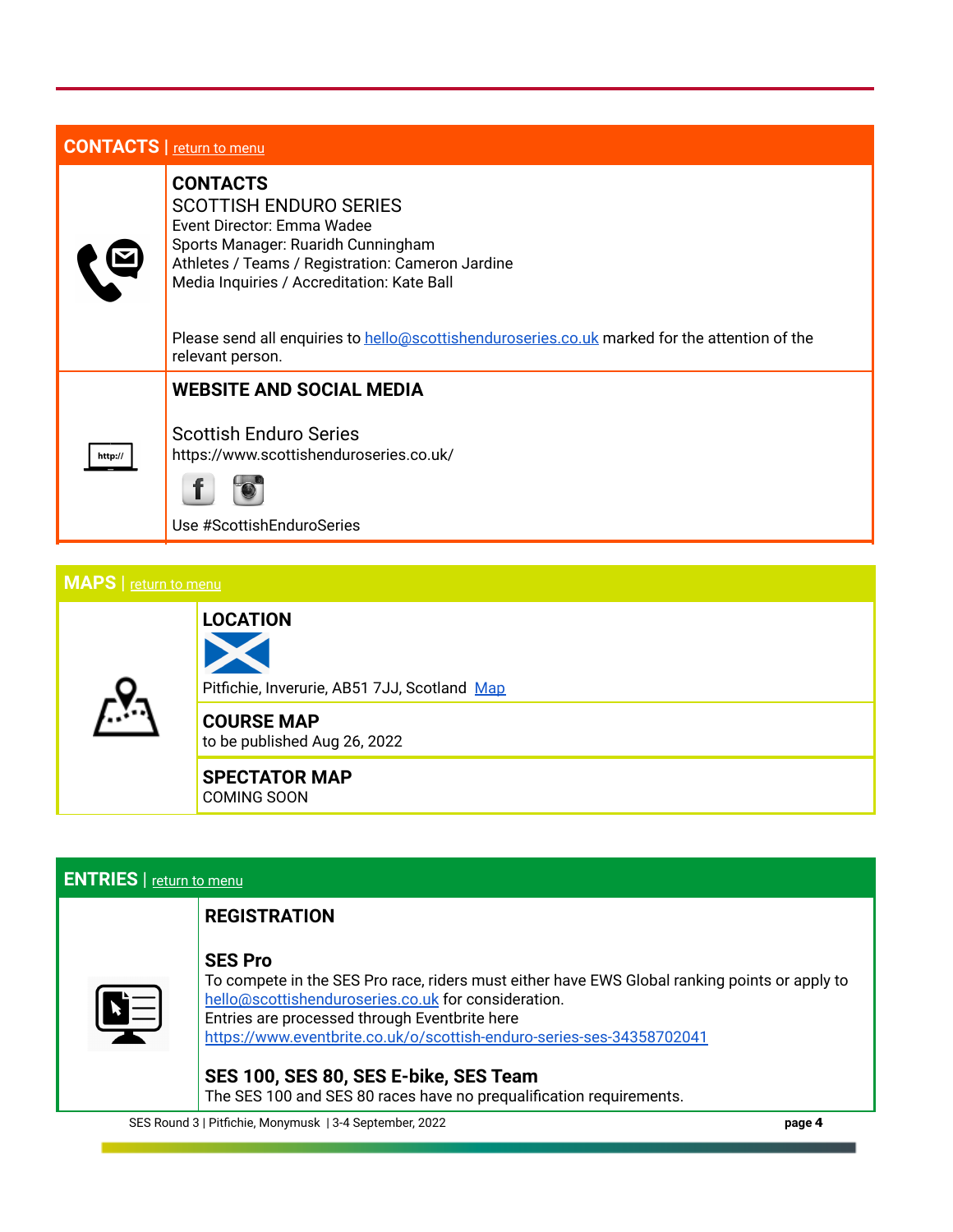## CONTACTS | return to menu

### CONTACTS

SCOTTISH ENDURO SERIES
Event Director: Emma Wadee
Sports Manager: Ruaridh Cunningham
Athletes / Teams / Registration: Cameron Jardine
Media Inquiries / Accreditation: Kate Ball

Please send all enquiries to hello@scottishenduroseries.co.uk marked for the attention of the relevant person.

### WEBSITE AND SOCIAL MEDIA

Scottish Enduro Series
https://www.scottishenduroseries.co.uk/

Use #ScottishEnduroSeries

## MAPS | return to menu

### LOCATION

Pitfichie, Inverurie, AB51 7JJ, Scotland Map

### COURSE MAP

to be published Aug 26, 2022

### SPECTATOR MAP

COMING SOON

## ENTRIES | return to menu

### REGISTRATION

**SES Pro**

To compete in the SES Pro race, riders must either have EWS Global ranking points or apply to hello@scottishenduroseries.co.uk for consideration.
Entries are processed through Eventbrite here
https://www.eventbrite.co.uk/o/scottish-enduro-series-ses-34358702041

**SES 100, SES 80, SES E-bike, SES Team**

The SES 100 and SES 80 races have no prequalification requirements.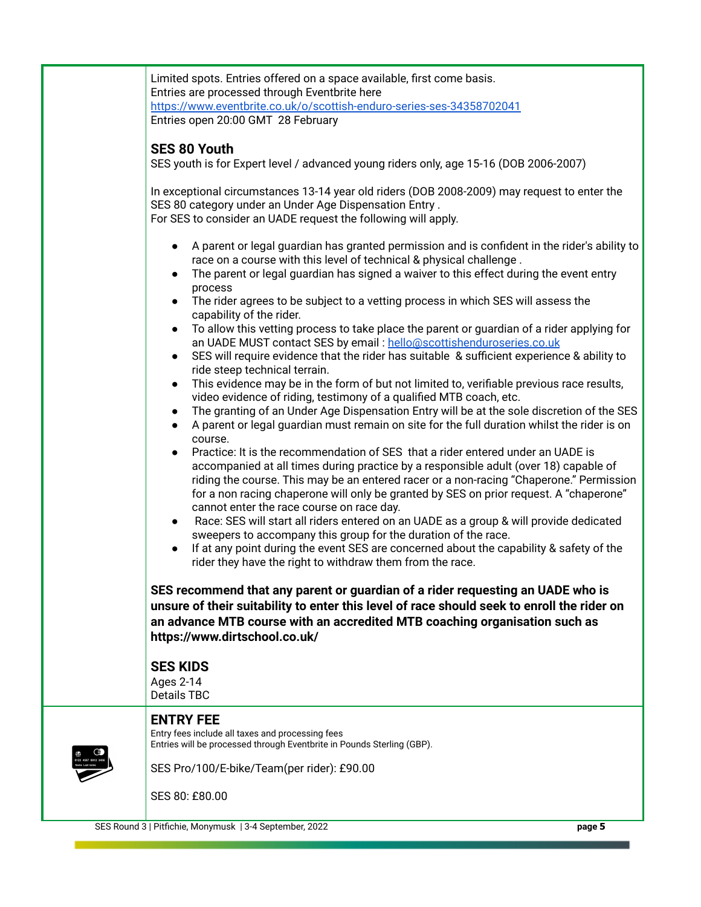Limited spots. Entries offered on a space available, first come basis.
Entries are processed through Eventbrite here
[https://www.eventbrite.co.uk/o/scottish-enduro-series-ses-34358702041](https://www.eventbrite.co.uk/o/scottish-enduro-series-ses-34358702041)
Entries open 20:00 GMT 28 February

## SES 80 Youth

SES youth is for Expert level / advanced young riders only, age 15-16 (DOB 2006-2007)

In exceptional circumstances 13-14 year old riders (DOB 2008-2009) may request to enter the SES 80 category under an Under Age Dispensation Entry .
For SES to consider an UADE request the following will apply.

- A parent or legal guardian has granted permission and is confident in the rider's ability to race on a course with this level of technical & physical challenge .
- The parent or legal guardian has signed a waiver to this effect during the event entry process
- The rider agrees to be subject to a vetting process in which SES will assess the capability of the rider.
- To allow this vetting process to take place the parent or guardian of a rider applying for an UADE MUST contact SES by email : [hello@scottishenduroseries.co.uk](mailto:hello@scottishenduroseries.co.uk)
- SES will require evidence that the rider has suitable & sufficient experience & ability to ride steep technical terrain.
- This evidence may be in the form of but not limited to, verifiable previous race results, video evidence of riding, testimony of a qualified MTB coach, etc.
- The granting of an Under Age Dispensation Entry will be at the sole discretion of the SES
- A parent or legal guardian must remain on site for the full duration whilst the rider is on course.
- Practice: It is the recommendation of SES that a rider entered under an UADE is accompanied at all times during practice by a responsible adult (over 18) capable of riding the course. This may be an entered racer or a non-racing "Chaperone." Permission for a non racing chaperone will only be granted by SES on prior request. A "chaperone" cannot enter the race course on race day.
- Race: SES will start all riders entered on an UADE as a group & will provide dedicated sweepers to accompany this group for the duration of the race.
- If at any point during the event SES are concerned about the capability & safety of the rider they have the right to withdraw them from the race.

**SES recommend that any parent or guardian of a rider requesting an UADE who is unsure of their suitability to enter this level of race should seek to enroll the rider on an advance MTB course with an accredited MTB coaching organisation such as https://www.dirtschool.co.uk/**

## SES KIDS

Ages 2-14
Details TBC

## ENTRY FEE

Entry fees include all taxes and processing fees
Entries will be processed through Eventbrite in Pounds Sterling (GBP).

SES Pro/100/E-bike/Team(per rider): £90.00

SES 80: £80.00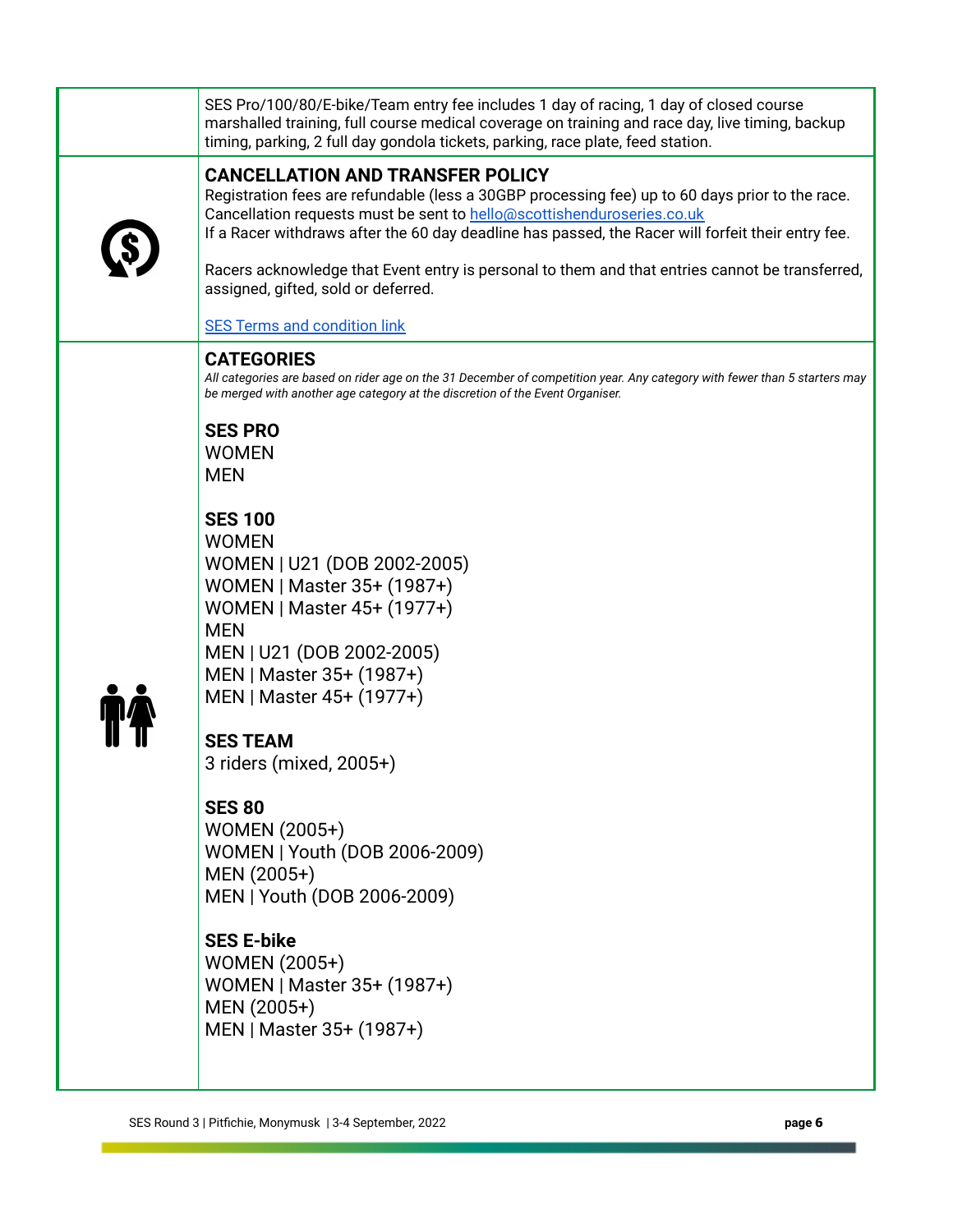SES Pro/100/80/E-bike/Team entry fee includes 1 day of racing, 1 day of closed course marshalled training, full course medical coverage on training and race day, live timing, backup timing, parking, 2 full day gondola tickets, parking, race plate, feed station.

## CANCELLATION AND TRANSFER POLICY

Registration fees are refundable (less a 30GBP processing fee) up to 60 days prior to the race. Cancellation requests must be sent to hello@scottishenduroseries.co.uk
If a Racer withdraws after the 60 day deadline has passed, the Racer will forfeit their entry fee.

Racers acknowledge that Event entry is personal to them and that entries cannot be transferred, assigned, gifted, sold or deferred.

[SES Terms and condition link]

## CATEGORIES

*All categories are based on rider age on the 31 December of competition year. Any category with fewer than 5 starters may be merged with another age category at the discretion of the Event Organiser.*

**SES PRO**
WOMEN
MEN

**SES 100**
WOMEN
WOMEN | U21 (DOB 2002-2005)
WOMEN | Master 35+ (1987+)
WOMEN | Master 45+ (1977+)
MEN
MEN | U21 (DOB 2002-2005)
MEN | Master 35+ (1987+)
MEN | Master 45+ (1977+)

**SES TEAM**
3 riders (mixed, 2005+)

**SES 80**
WOMEN (2005+)
WOMEN | Youth (DOB 2006-2009)
MEN (2005+)
MEN | Youth (DOB 2006-2009)

**SES E-bike**
WOMEN (2005+)
WOMEN | Master 35+ (1987+)
MEN (2005+)
MEN | Master 35+ (1987+)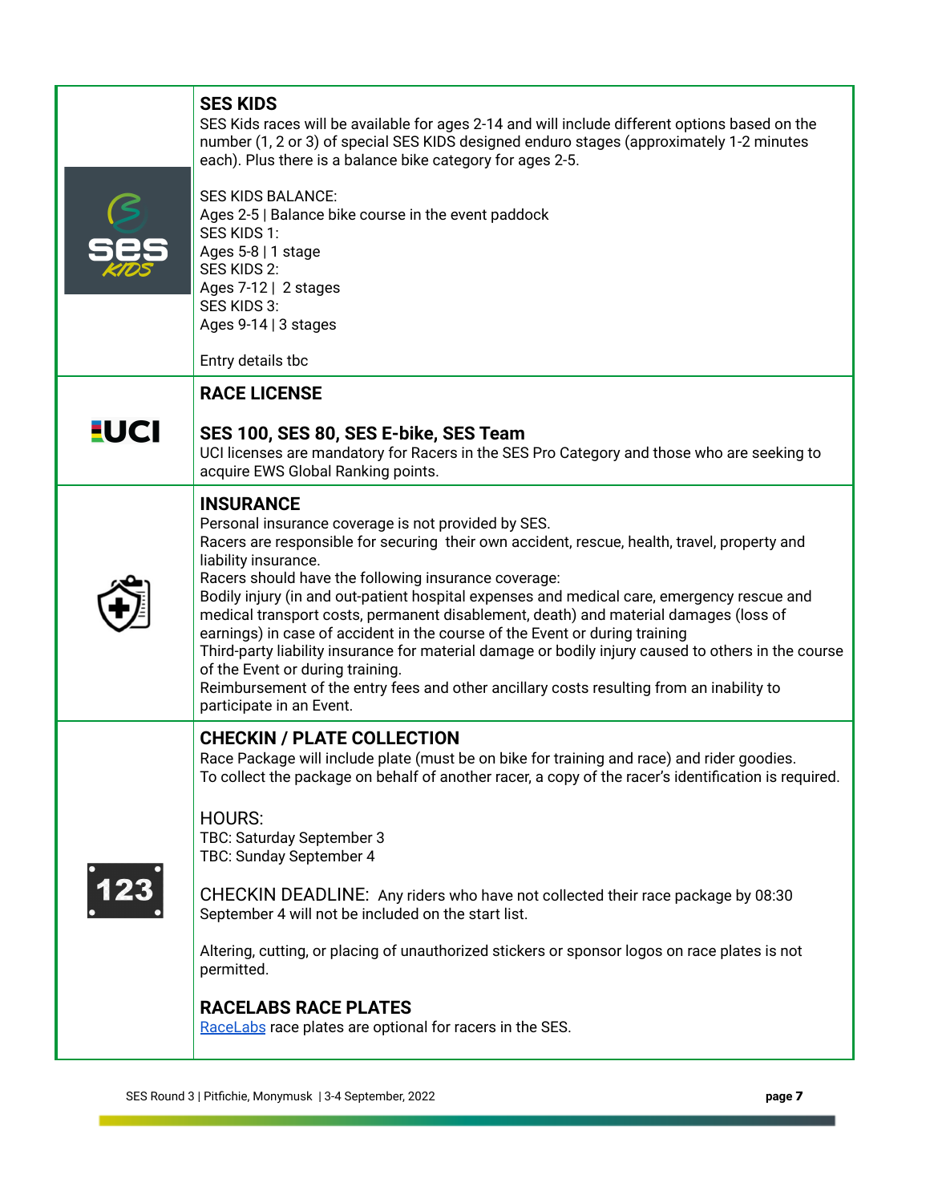## SES KIDS

SES Kids races will be available for ages 2-14 and will include different options based on the number (1, 2 or 3) of special SES KIDS designed enduro stages (approximately 1-2 minutes each). Plus there is a balance bike category for ages 2-5.

SES KIDS BALANCE:
Ages 2-5 | Balance bike course in the event paddock
SES KIDS 1:
Ages 5-8 | 1 stage
SES KIDS 2:
Ages 7-12 | 2 stages
SES KIDS 3:
Ages 9-14 | 3 stages

Entry details tbc

## RACE LICENSE

### SES 100, SES 80, SES E-bike, SES Team

UCI licenses are mandatory for Racers in the SES Pro Category and those who are seeking to acquire EWS Global Ranking points.

## INSURANCE

Personal insurance coverage is not provided by SES.
Racers are responsible for securing their own accident, rescue, health, travel, property and liability insurance.
Racers should have the following insurance coverage:
Bodily injury (in and out-patient hospital expenses and medical care, emergency rescue and medical transport costs, permanent disablement, death) and material damages (loss of earnings) in case of accident in the course of the Event or during training
Third-party liability insurance for material damage or bodily injury caused to others in the course of the Event or during training.
Reimbursement of the entry fees and other ancillary costs resulting from an inability to participate in an Event.

## CHECKIN / PLATE COLLECTION

Race Package will include plate (must be on bike for training and race) and rider goodies.
To collect the package on behalf of another racer, a copy of the racer's identification is required.

HOURS:
TBC: Saturday September 3
TBC: Sunday September 4

CHECKIN DEADLINE: Any riders who have not collected their race package by 08:30 September 4 will not be included on the start list.

Altering, cutting, or placing of unauthorized stickers or sponsor logos on race plates is not permitted.

## RACELABS RACE PLATES

RaceLabs race plates are optional for racers in the SES.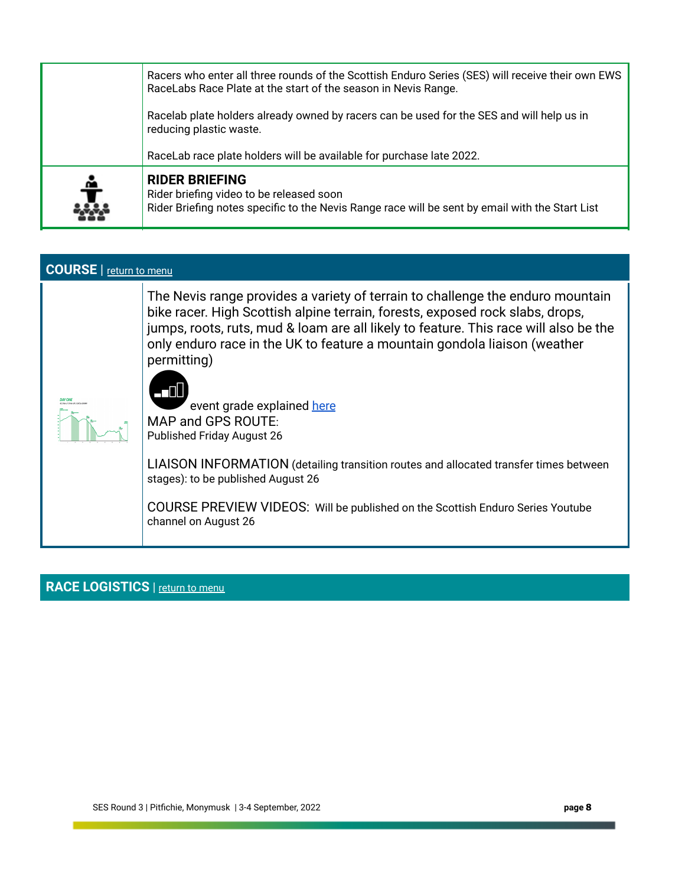Racers who enter all three rounds of the Scottish Enduro Series (SES) will receive their own EWS RaceLabs Race Plate at the start of the season in Nevis Range.

Racelab plate holders already owned by racers can be used for the SES and will help us in reducing plastic waste.

RaceLab race plate holders will be available for purchase late 2022.

**RIDER BRIEFING**

Rider briefing video to be released soon

Rider Briefing notes specific to the Nevis Range race will be sent by email with the Start List

## COURSE | return to menu

The Nevis range provides a variety of terrain to challenge the enduro mountain bike racer. High Scottish alpine terrain, forests, exposed rock slabs, drops, jumps, roots, ruts, mud & loam are all likely to feature. This race will also be the only enduro race in the UK to feature a mountain gondola liaison (weather permitting)

event grade explained here

MAP and GPS ROUTE:
Published Friday August 26

LIAISON INFORMATION (detailing transition routes and allocated transfer times between stages): to be published August 26

COURSE PREVIEW VIDEOS: Will be published on the Scottish Enduro Series Youtube channel on August 26

## RACE LOGISTICS | return to menu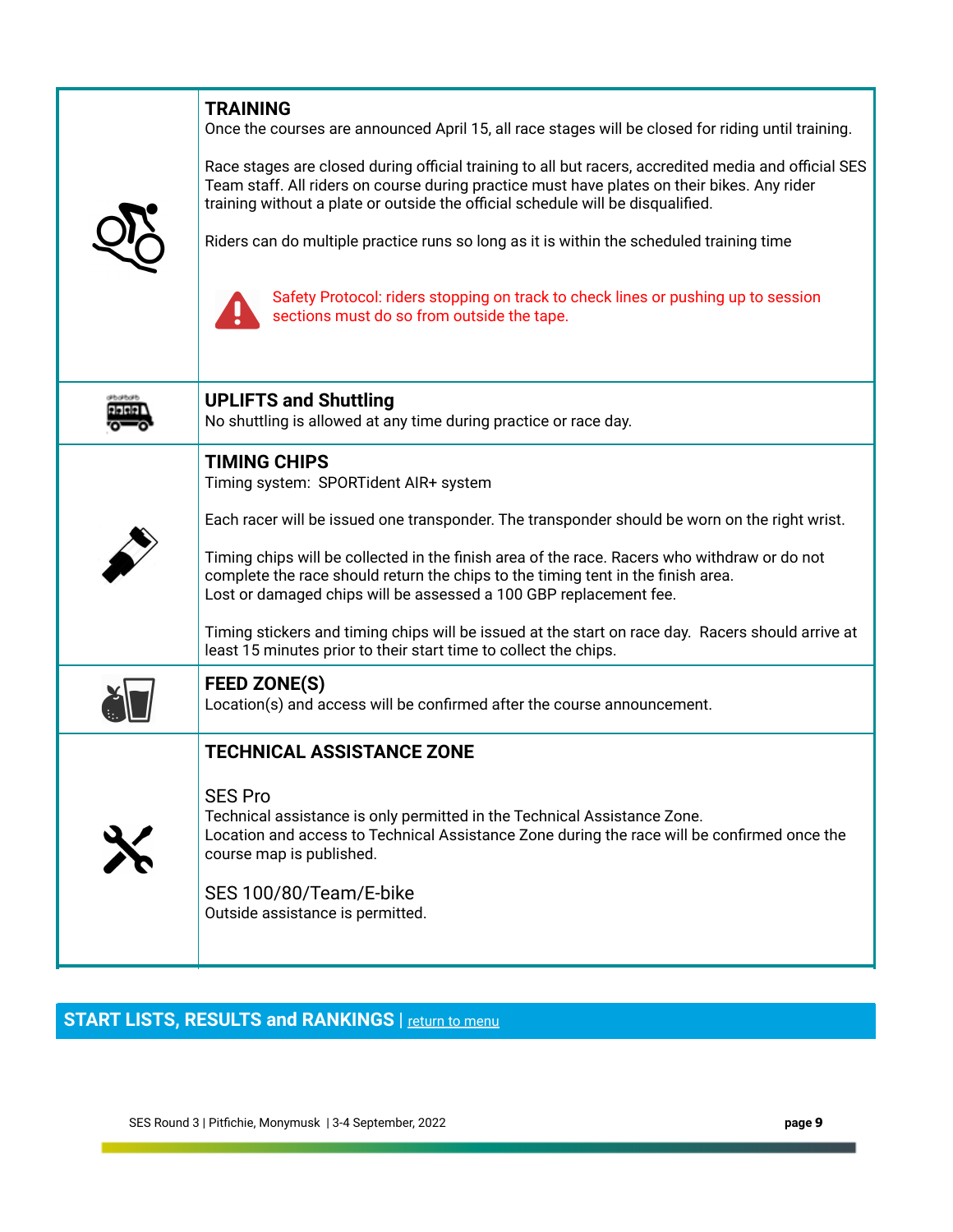## TRAINING

Once the courses are announced April 15, all race stages will be closed for riding until training.

Race stages are closed during official training to all but racers, accredited media and official SES Team staff. All riders on course during practice must have plates on their bikes. Any rider training without a plate or outside the official schedule will be disqualified.

Riders can do multiple practice runs so long as it is within the scheduled training time

Safety Protocol: riders stopping on track to check lines or pushing up to session sections must do so from outside the tape.

## UPLIFTS and Shuttling

No shuttling is allowed at any time during practice or race day.

## TIMING CHIPS

Timing system: SPORTident AIR+ system

Each racer will be issued one transponder. The transponder should be worn on the right wrist.

Timing chips will be collected in the finish area of the race. Racers who withdraw or do not complete the race should return the chips to the timing tent in the finish area.
Lost or damaged chips will be assessed a 100 GBP replacement fee.

Timing stickers and timing chips will be issued at the start on race day. Racers should arrive at least 15 minutes prior to their start time to collect the chips.

## FEED ZONE(S)

Location(s) and access will be confirmed after the course announcement.

## TECHNICAL ASSISTANCE ZONE

### SES Pro

Technical assistance is only permitted in the Technical Assistance Zone.
Location and access to Technical Assistance Zone during the race will be confirmed once the course map is published.

### SES 100/80/Team/E-bike

Outside assistance is permitted.

## START LISTS, RESULTS and RANKINGS | return to menu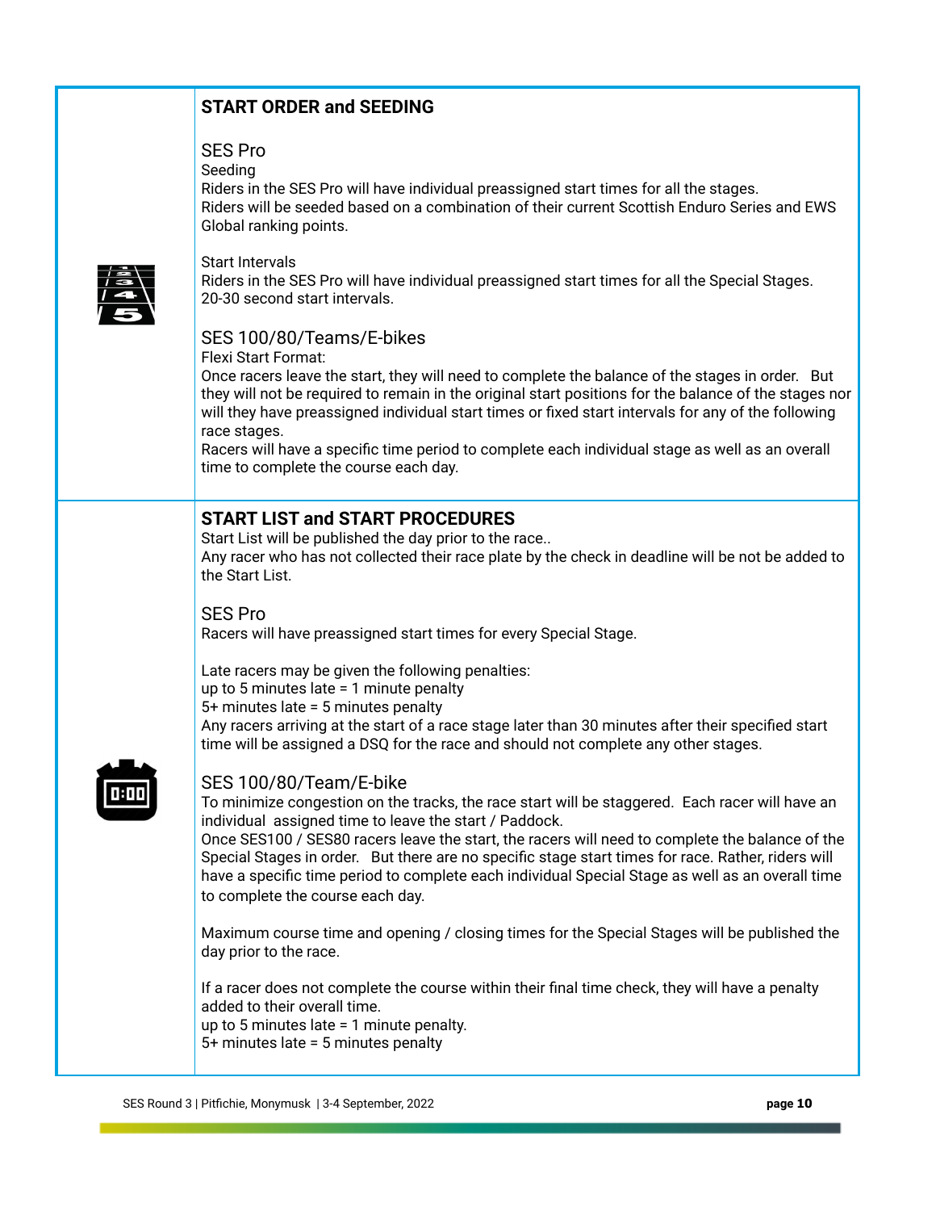## START ORDER and SEEDING

### SES Pro

Seeding

Riders in the SES Pro will have individual preassigned start times for all the stages.
Riders will be seeded based on a combination of their current Scottish Enduro Series and EWS Global ranking points.

Start Intervals

Riders in the SES Pro will have individual preassigned start times for all the Special Stages.
20-30 second start intervals.

### SES 100/80/Teams/E-bikes

Flexi Start Format:

Once racers leave the start, they will need to complete the balance of the stages in order. But they will not be required to remain in the original start positions for the balance of the stages nor will they have preassigned individual start times or fixed start intervals for any of the following race stages.

Racers will have a specific time period to complete each individual stage as well as an overall time to complete the course each day.

## START LIST and START PROCEDURES

Start List will be published the day prior to the race..
Any racer who has not collected their race plate by the check in deadline will be not be added to the Start List.

### SES Pro

Racers will have preassigned start times for every Special Stage.

Late racers may be given the following penalties:
up to 5 minutes late = 1 minute penalty
5+ minutes late = 5 minutes penalty
Any racers arriving at the start of a race stage later than 30 minutes after their specified start time will be assigned a DSQ for the race and should not complete any other stages.

### SES 100/80/Team/E-bike

To minimize congestion on the tracks, the race start will be staggered. Each racer will have an individual assigned time to leave the start / Paddock.
Once SES100 / SES80 racers leave the start, the racers will need to complete the balance of the Special Stages in order. But there are no specific stage start times for race. Rather, riders will have a specific time period to complete each individual Special Stage as well as an overall time to complete the course each day.

Maximum course time and opening / closing times for the Special Stages will be published the day prior to the race.

If a racer does not complete the course within their final time check, they will have a penalty added to their overall time.
up to 5 minutes late = 1 minute penalty.
5+ minutes late = 5 minutes penalty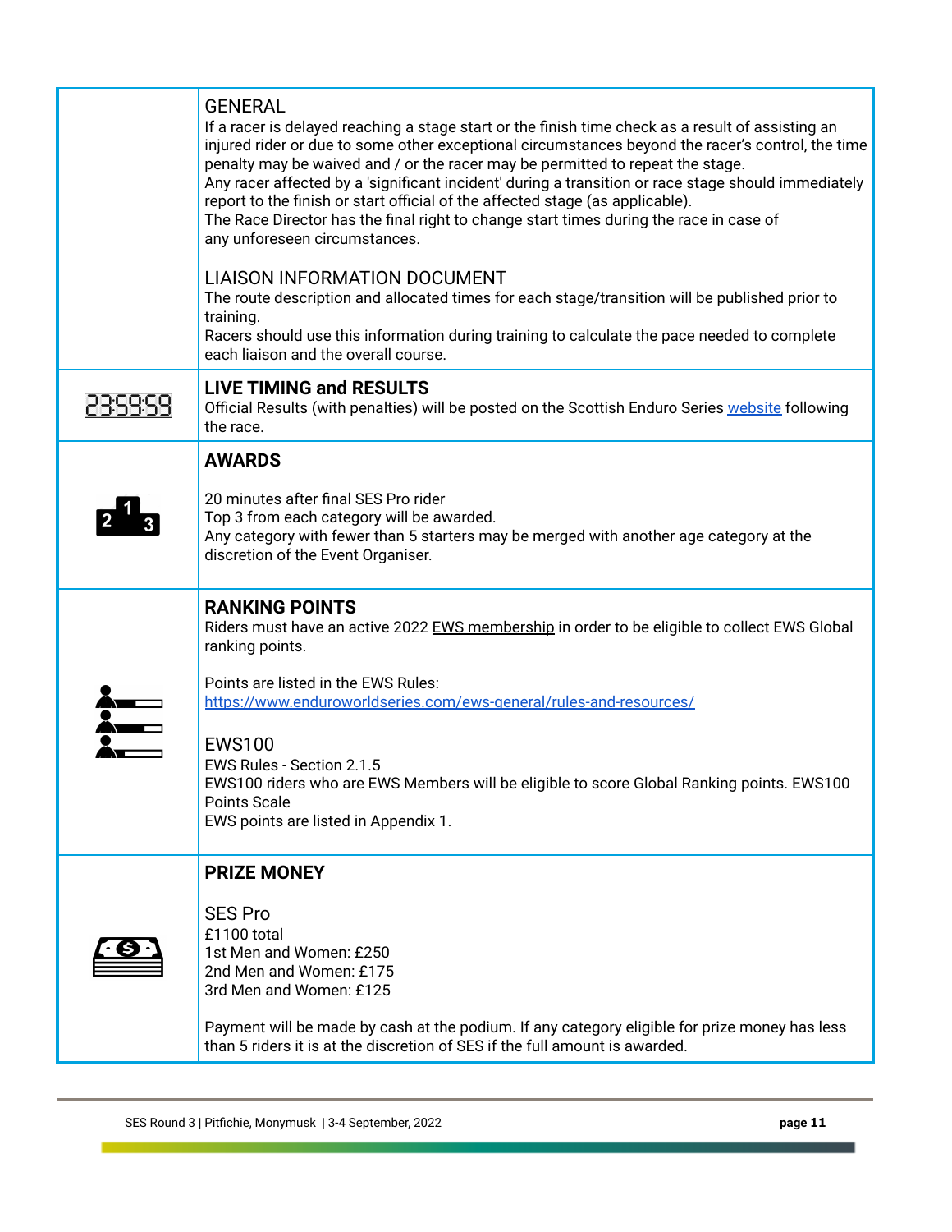## GENERAL

If a racer is delayed reaching a stage start or the finish time check as a result of assisting an injured rider or due to some other exceptional circumstances beyond the racer's control, the time penalty may be waived and / or the racer may be permitted to repeat the stage.
Any racer affected by a 'significant incident' during a transition or race stage should immediately report to the finish or start official of the affected stage (as applicable).
The Race Director has the final right to change start times during the race in case of any unforeseen circumstances.

## LIAISON INFORMATION DOCUMENT

The route description and allocated times for each stage/transition will be published prior to training.
Racers should use this information during training to calculate the pace needed to complete each liaison and the overall course.

## LIVE TIMING and RESULTS

Official Results (with penalties) will be posted on the Scottish Enduro Series website following the race.

## AWARDS

20 minutes after final SES Pro rider
Top 3 from each category will be awarded.
Any category with fewer than 5 starters may be merged with another age category at the discretion of the Event Organiser.

## RANKING POINTS

Riders must have an active 2022 EWS membership in order to be eligible to collect EWS Global ranking points.

Points are listed in the EWS Rules:
https://www.enduroworldseries.com/ews-general/rules-and-resources/

### EWS100

EWS Rules - Section 2.1.5
EWS100 riders who are EWS Members will be eligible to score Global Ranking points. EWS100 Points Scale
EWS points are listed in Appendix 1.

## PRIZE MONEY

### SES Pro

£1100 total
1st Men and Women: £250
2nd Men and Women: £175
3rd Men and Women: £125

Payment will be made by cash at the podium. If any category eligible for prize money has less than 5 riders it is at the discretion of SES if the full amount is awarded.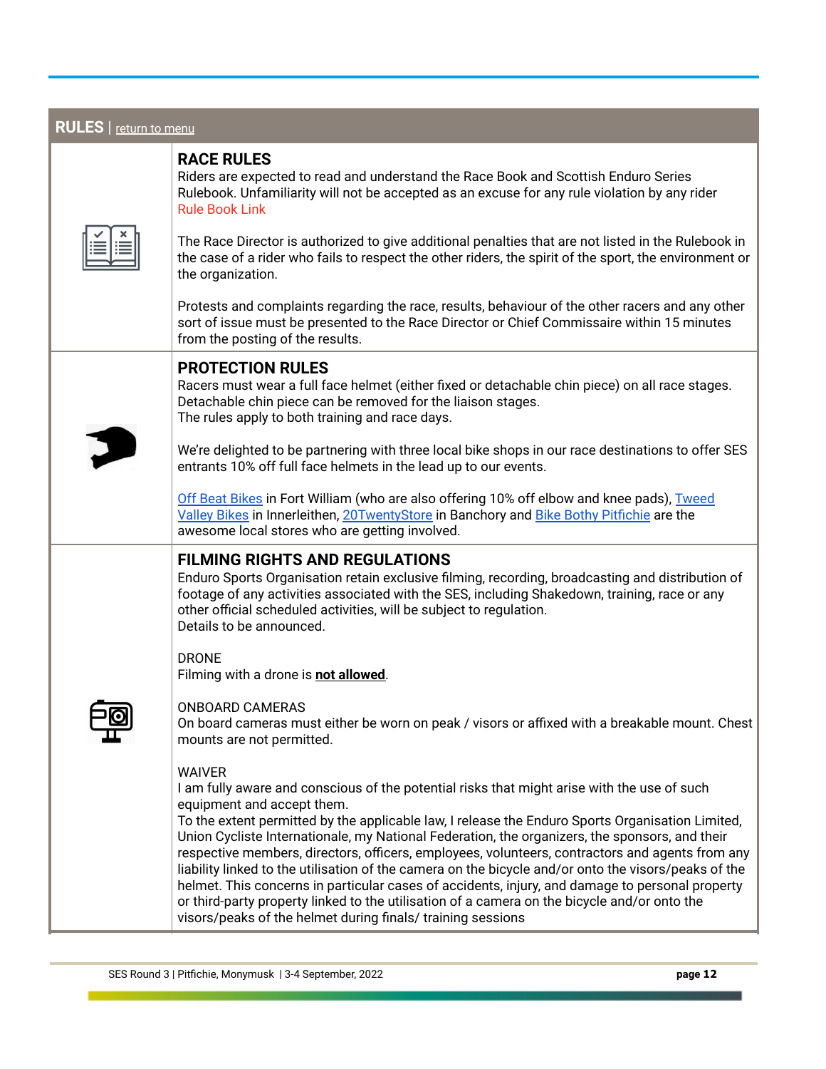## RULES | return to menu

### RACE RULES

Riders are expected to read and understand the Race Book and Scottish Enduro Series Rulebook. Unfamiliarity will not be accepted as an excuse for any rule violation by any rider
Rule Book Link

The Race Director is authorized to give additional penalties that are not listed in the Rulebook in the case of a rider who fails to respect the other riders, the spirit of the sport, the environment or the organization.

Protests and complaints regarding the race, results, behaviour of the other racers and any other sort of issue must be presented to the Race Director or Chief Commissaire within 15 minutes from the posting of the results.

### PROTECTION RULES

Racers must wear a full face helmet (either fixed or detachable chin piece) on all race stages.
Detachable chin piece can be removed for the liaison stages.
The rules apply to both training and race days.

We're delighted to be partnering with three local bike shops in our race destinations to offer SES entrants 10% off full face helmets in the lead up to our events.

Off Beat Bikes in Fort William (who are also offering 10% off elbow and knee pads), Tweed Valley Bikes in Innerleithen, 20TwentyStore in Banchory and Bike Bothy Pitfichie are the awesome local stores who are getting involved.

### FILMING RIGHTS AND REGULATIONS

Enduro Sports Organisation retain exclusive filming, recording, broadcasting and distribution of footage of any activities associated with the SES, including Shakedown, training, race or any other official scheduled activities, will be subject to regulation.
Details to be announced.

DRONE
Filming with a drone is **not allowed**.

ONBOARD CAMERAS
On board cameras must either be worn on peak / visors or affixed with a breakable mount. Chest mounts are not permitted.

WAIVER
I am fully aware and conscious of the potential risks that might arise with the use of such equipment and accept them.
To the extent permitted by the applicable law, I release the Enduro Sports Organisation Limited, Union Cycliste Internationale, my National Federation, the organizers, the sponsors, and their respective members, directors, officers, employees, volunteers, contractors and agents from any liability linked to the utilisation of the camera on the bicycle and/or onto the visors/peaks of the helmet. This concerns in particular cases of accidents, injury, and damage to personal property or third-party property linked to the utilisation of a camera on the bicycle and/or onto the visors/peaks of the helmet during finals/ training sessions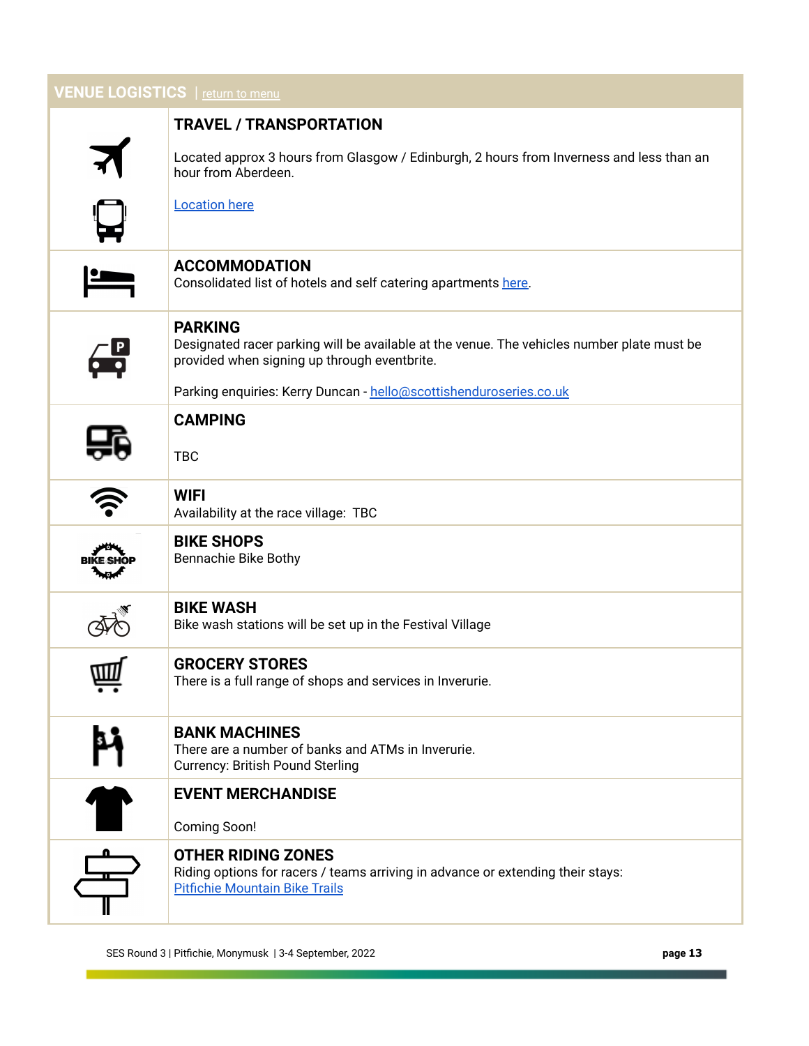## VENUE LOGISTICS | return to menu

### TRAVEL / TRANSPORTATION

Located approx 3 hours from Glasgow / Edinburgh, 2 hours from Inverness and less than an hour from Aberdeen.

Location here

### ACCOMMODATION

Consolidated list of hotels and self catering apartments here.

### PARKING

Designated racer parking will be available at the venue. The vehicles number plate must be provided when signing up through eventbrite.

Parking enquiries: Kerry Duncan - hello@scottishenduroseries.co.uk

### CAMPING

TBC

### WIFI

Availability at the race village: TBC

### BIKE SHOPS

Bennachie Bike Bothy

### BIKE WASH

Bike wash stations will be set up in the Festival Village

### GROCERY STORES

There is a full range of shops and services in Inverurie.

### BANK MACHINES

There are a number of banks and ATMs in Inverurie.
Currency: British Pound Sterling

### EVENT MERCHANDISE

Coming Soon!

### OTHER RIDING ZONES

Riding options for racers / teams arriving in advance or extending their stays:
Pitfichie Mountain Bike Trails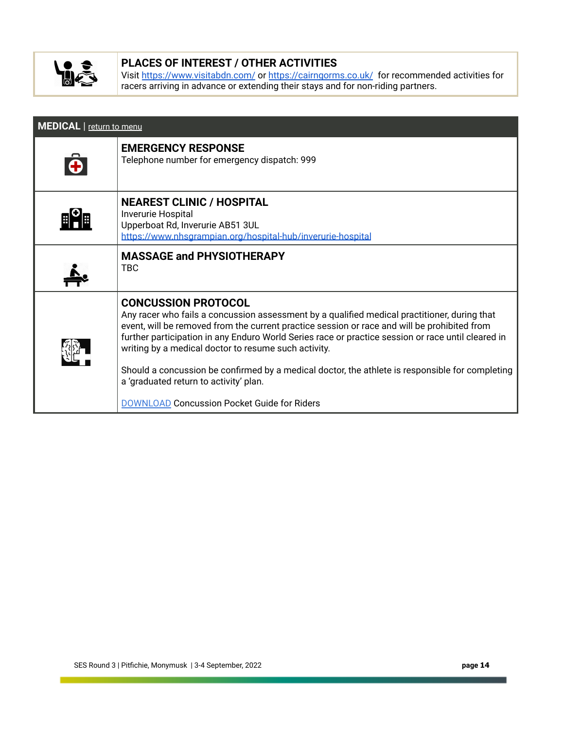### PLACES OF INTEREST / OTHER ACTIVITIES

Visit https://www.visitabdn.com/ or https://cairngorms.co.uk/ for recommended activities for racers arriving in advance or extending their stays and for non-riding partners.

## MEDICAL | return to menu

### EMERGENCY RESPONSE

Telephone number for emergency dispatch: 999

### NEAREST CLINIC / HOSPITAL

Inverurie Hospital
Upperboat Rd, Inverurie AB51 3UL
https://www.nhsgrampian.org/hospital-hub/inverurie-hospital

### MASSAGE and PHYSIOTHERAPY

TBC

### CONCUSSION PROTOCOL

Any racer who fails a concussion assessment by a qualified medical practitioner, during that event, will be removed from the current practice session or race and will be prohibited from further participation in any Enduro World Series race or practice session or race until cleared in writing by a medical doctor to resume such activity.

Should a concussion be confirmed by a medical doctor, the athlete is responsible for completing a 'graduated return to activity' plan.

DOWNLOAD Concussion Pocket Guide for Riders